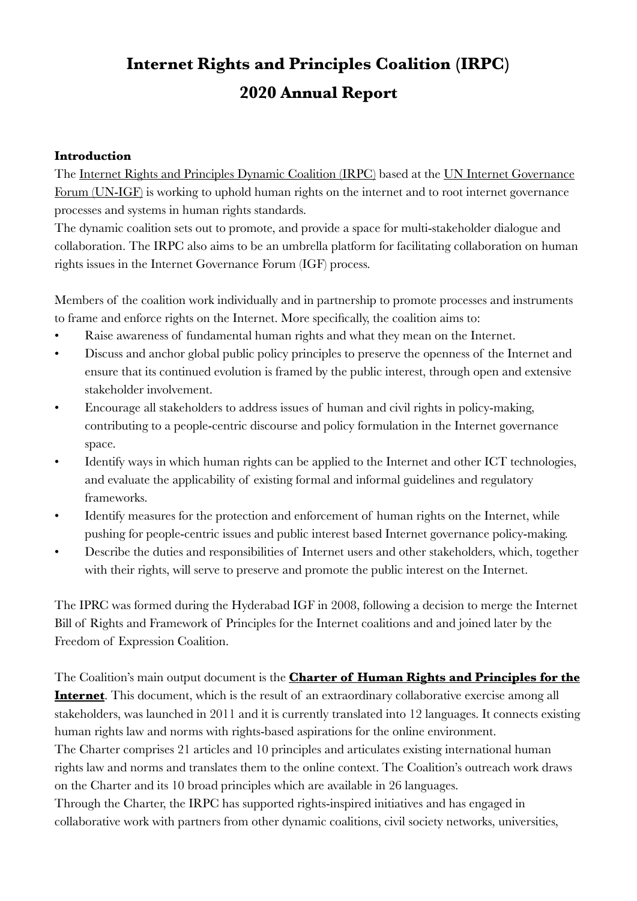# Internet Rights and Principles Coalition (IRPC)
# 2020 Annual Report

**Introduction**

The Internet Rights and Principles Dynamic Coalition (IRPC) based at the UN Internet Governance Forum (UN-IGF) is working to uphold human rights on the internet and to root internet governance processes and systems in human rights standards.

The dynamic coalition sets out to promote, and provide a space for multi-stakeholder dialogue and collaboration. The IRPC also aims to be an umbrella platform for facilitating collaboration on human rights issues in the Internet Governance Forum (IGF) process.

Members of the coalition work individually and in partnership to promote processes and instruments to frame and enforce rights on the Internet. More specifically, the coalition aims to:

- Raise awareness of fundamental human rights and what they mean on the Internet.
- Discuss and anchor global public policy principles to preserve the openness of the Internet and ensure that its continued evolution is framed by the public interest, through open and extensive stakeholder involvement.
- Encourage all stakeholders to address issues of human and civil rights in policy-making, contributing to a people-centric discourse and policy formulation in the Internet governance space.
- Identify ways in which human rights can be applied to the Internet and other ICT technologies, and evaluate the applicability of existing formal and informal guidelines and regulatory frameworks.
- Identify measures for the protection and enforcement of human rights on the Internet, while pushing for people-centric issues and public interest based Internet governance policy-making.
- Describe the duties and responsibilities of Internet users and other stakeholders, which, together with their rights, will serve to preserve and promote the public interest on the Internet.

The IPRC was formed during the Hyderabad IGF in 2008, following a decision to merge the Internet Bill of Rights and Framework of Principles for the Internet coalitions and and joined later by the Freedom of Expression Coalition.

The Coalition's main output document is the **Charter of Human Rights and Principles for the Internet**. This document, which is the result of an extraordinary collaborative exercise among all stakeholders, was launched in 2011 and it is currently translated into 12 languages. It connects existing human rights law and norms with rights-based aspirations for the online environment.

The Charter comprises 21 articles and 10 principles and articulates existing international human rights law and norms and translates them to the online context. The Coalition's outreach work draws on the Charter and its 10 broad principles which are available in 26 languages.

Through the Charter, the IRPC has supported rights-inspired initiatives and has engaged in collaborative work with partners from other dynamic coalitions, civil society networks, universities,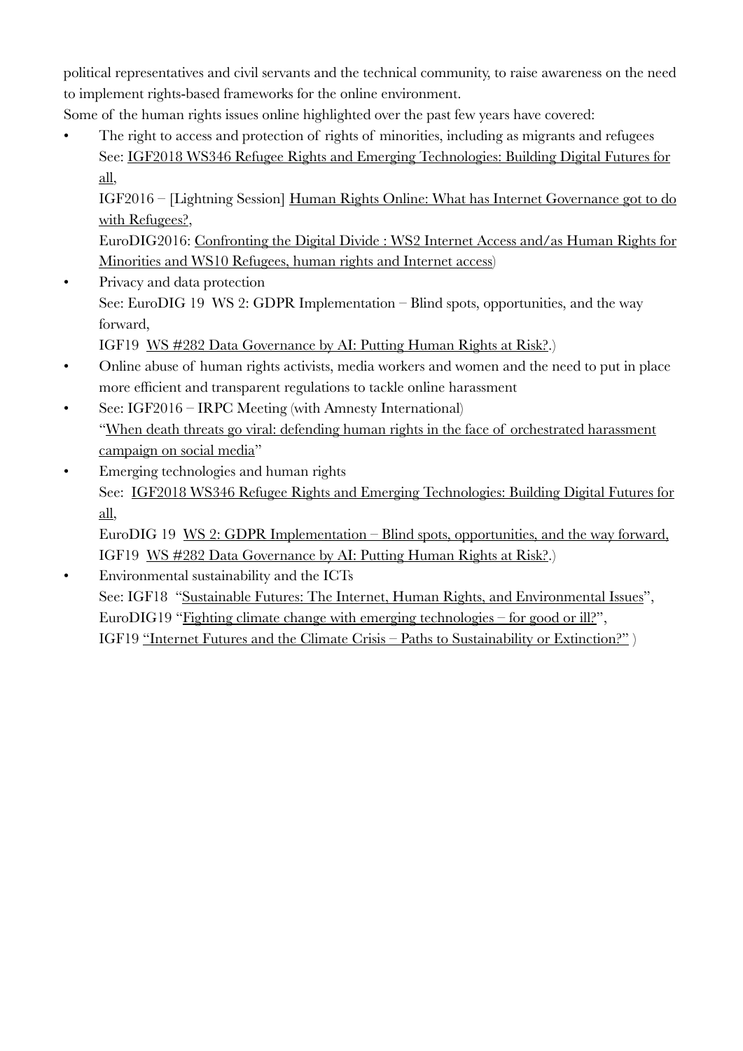political representatives and civil servants and the technical community, to raise awareness on the need to implement rights-based frameworks for the online environment.

Some of the human rights issues online highlighted over the past few years have covered:

- The right to access and protection of rights of minorities, including as migrants and refugees
  See: IGF2018 WS346 Refugee Rights and Emerging Technologies: Building Digital Futures for all,
  IGF2016 – [Lightning Session] Human Rights Online: What has Internet Governance got to do with Refugees?,
  EuroDIG2016: Confronting the Digital Divide : WS2 Internet Access and/as Human Rights for Minorities and WS10 Refugees, human rights and Internet access)
- Privacy and data protection
  See: EuroDIG 19 WS 2: GDPR Implementation – Blind spots, opportunities, and the way forward,
  IGF19 WS #282 Data Governance by AI: Putting Human Rights at Risk?.)
- Online abuse of human rights activists, media workers and women and the need to put in place more efficient and transparent regulations to tackle online harassment
- See: IGF2016 – IRPC Meeting (with Amnesty International)
  "When death threats go viral: defending human rights in the face of orchestrated harassment campaign on social media"
- Emerging technologies and human rights
  See: IGF2018 WS346 Refugee Rights and Emerging Technologies: Building Digital Futures for all,
  EuroDIG 19 WS 2: GDPR Implementation – Blind spots, opportunities, and the way forward,
  IGF19 WS #282 Data Governance by AI: Putting Human Rights at Risk?.)
- Environmental sustainability and the ICTs
  See: IGF18 "Sustainable Futures: The Internet, Human Rights, and Environmental Issues",
  EuroDIG19 "Fighting climate change with emerging technologies – for good or ill?",
  IGF19 "Internet Futures and the Climate Crisis – Paths to Sustainability or Extinction?" )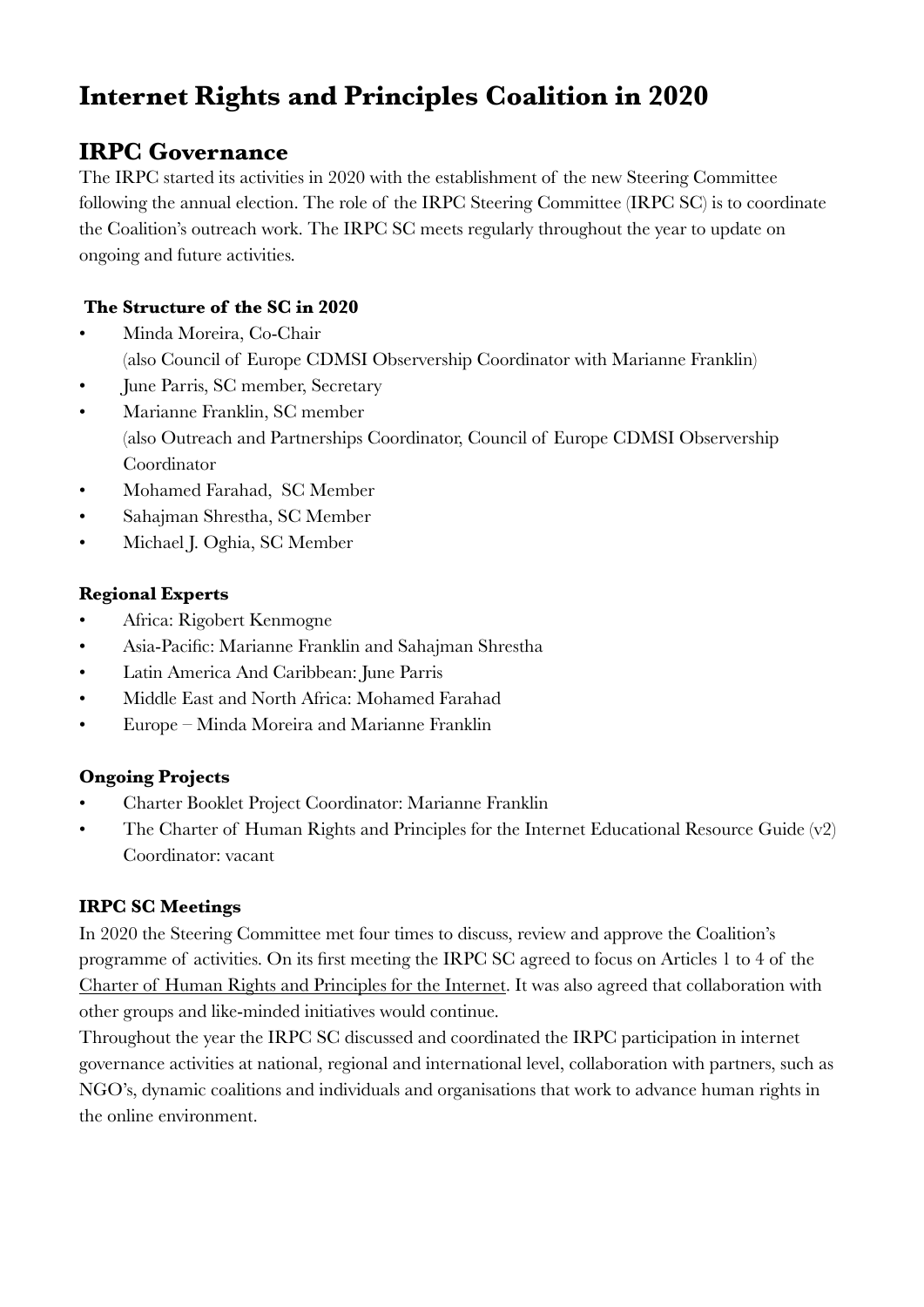# Internet Rights and Principles Coalition in 2020

## IRPC Governance

The IRPC started its activities in 2020 with the establishment of the new Steering Committee following the annual election. The role of the IRPC Steering Committee (IRPC SC) is to coordinate the Coalition's outreach work. The IRPC SC meets regularly throughout the year to update on ongoing and future activities.

### The Structure of the SC in 2020

- Minda Moreira, Co-Chair
  (also Council of Europe CDMSI Observership Coordinator with Marianne Franklin)
- June Parris, SC member, Secretary
- Marianne Franklin, SC member
  (also Outreach and Partnerships Coordinator, Council of Europe CDMSI Observership Coordinator
- Mohamed Farahad, SC Member
- Sahajman Shrestha, SC Member
- Michael J. Oghia, SC Member

### Regional Experts

- Africa: Rigobert Kenmogne
- Asia-Pacific: Marianne Franklin and Sahajman Shrestha
- Latin America And Caribbean: June Parris
- Middle East and North Africa: Mohamed Farahad
- Europe – Minda Moreira and Marianne Franklin

### Ongoing Projects

- Charter Booklet Project Coordinator: Marianne Franklin
- The Charter of Human Rights and Principles for the Internet Educational Resource Guide (v2) Coordinator: vacant

### IRPC SC Meetings

In 2020 the Steering Committee met four times to discuss, review and approve the Coalition's programme of activities. On its first meeting the IRPC SC agreed to focus on Articles 1 to 4 of the Charter of Human Rights and Principles for the Internet. It was also agreed that collaboration with other groups and like-minded initiatives would continue.

Throughout the year the IRPC SC discussed and coordinated the IRPC participation in internet governance activities at national, regional and international level, collaboration with partners, such as NGO's, dynamic coalitions and individuals and organisations that work to advance human rights in the online environment.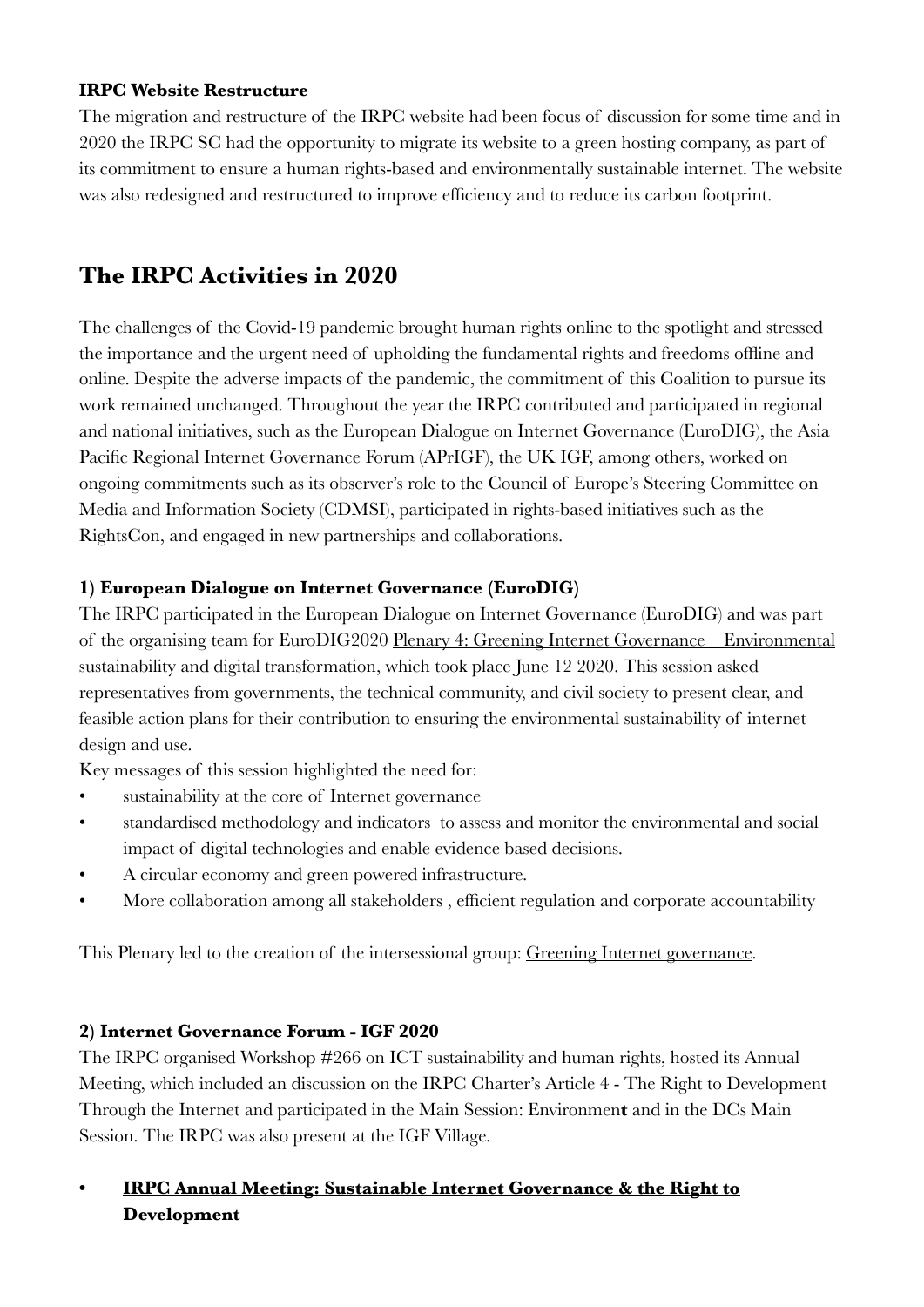**IRPC Website Restructure**

The migration and restructure of the IRPC website had been focus of discussion for some time and in 2020 the IRPC SC had the opportunity to migrate its website to a green hosting company, as part of its commitment to ensure a human rights-based and environmentally sustainable internet. The website was also redesigned and restructured to improve efficiency and to reduce its carbon footprint.

## The IRPC Activities in 2020

The challenges of the Covid-19 pandemic brought human rights online to the spotlight and stressed the importance and the urgent need of upholding the fundamental rights and freedoms offline and online. Despite the adverse impacts of the pandemic, the commitment of this Coalition to pursue its work remained unchanged. Throughout the year the IRPC contributed and participated in regional and national initiatives, such as the European Dialogue on Internet Governance (EuroDIG), the Asia Pacific Regional Internet Governance Forum (APrIGF), the UK IGF, among others, worked on ongoing commitments such as its observer's role to the Council of Europe's Steering Committee on Media and Information Society (CDMSI), participated in rights-based initiatives such as the RightsCon, and engaged in new partnerships and collaborations.

**1) European Dialogue on Internet Governance (EuroDIG)**

The IRPC participated in the European Dialogue on Internet Governance (EuroDIG) and was part of the organising team for EuroDIG2020 Plenary 4: Greening Internet Governance – Environmental sustainability and digital transformation, which took place June 12 2020. This session asked representatives from governments, the technical community, and civil society to present clear, and feasible action plans for their contribution to ensuring the environmental sustainability of internet design and use.

Key messages of this session highlighted the need for:

- sustainability at the core of Internet governance
- standardised methodology and indicators to assess and monitor the environmental and social impact of digital technologies and enable evidence based decisions.
- A circular economy and green powered infrastructure.
- More collaboration among all stakeholders , efficient regulation and corporate accountability

This Plenary led to the creation of the intersessional group: Greening Internet governance.

**2) Internet Governance Forum - IGF 2020**

The IRPC organised Workshop #266 on ICT sustainability and human rights, hosted its Annual Meeting, which included an discussion on the IRPC Charter's Article 4 - The Right to Development Through the Internet and participated in the Main Session: Environment and in the DCs Main Session. The IRPC was also present at the IGF Village.

- **IRPC Annual Meeting: Sustainable Internet Governance & the Right to Development**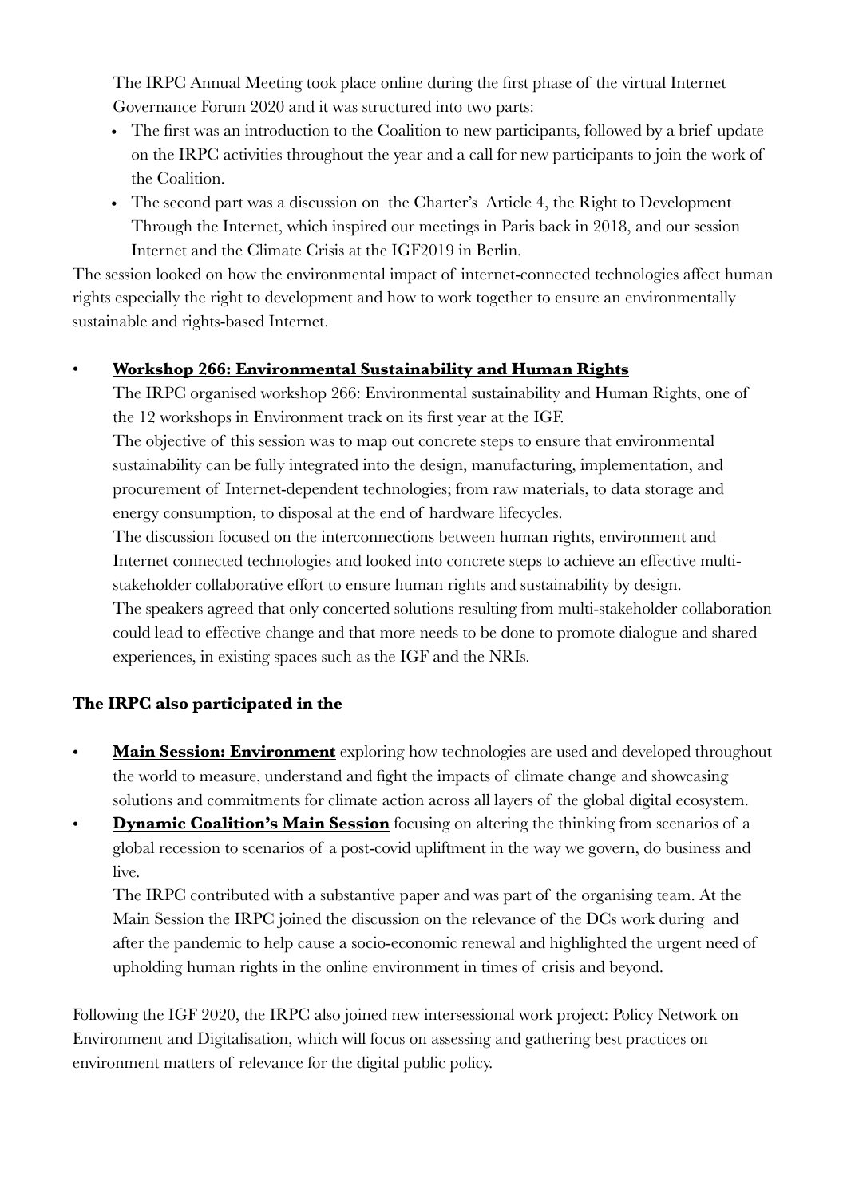The IRPC Annual Meeting took place online during the first phase of the virtual Internet Governance Forum 2020 and it was structured into two parts:

- The first was an introduction to the Coalition to new participants, followed by a brief update on the IRPC activities throughout the year and a call for new participants to join the work of the Coalition.
- The second part was a discussion on the Charter's Article 4, the Right to Development Through the Internet, which inspired our meetings in Paris back in 2018, and our session Internet and the Climate Crisis at the IGF2019 in Berlin.

The session looked on how the environmental impact of internet-connected technologies affect human rights especially the right to development and how to work together to ensure an environmentally sustainable and rights-based Internet.

- **Workshop 266: Environmental Sustainability and Human Rights**

  The IRPC organised workshop 266: Environmental sustainability and Human Rights, one of the 12 workshops in Environment track on its first year at the IGF.

  The objective of this session was to map out concrete steps to ensure that environmental sustainability can be fully integrated into the design, manufacturing, implementation, and procurement of Internet-dependent technologies; from raw materials, to data storage and energy consumption, to disposal at the end of hardware lifecycles.

  The discussion focused on the interconnections between human rights, environment and Internet connected technologies and looked into concrete steps to achieve an effective multi-stakeholder collaborative effort to ensure human rights and sustainability by design.

  The speakers agreed that only concerted solutions resulting from multi-stakeholder collaboration could lead to effective change and that more needs to be done to promote dialogue and shared experiences, in existing spaces such as the IGF and the NRIs.

**The IRPC also participated in the**

- **Main Session: Environment** exploring how technologies are used and developed throughout the world to measure, understand and fight the impacts of climate change and showcasing solutions and commitments for climate action across all layers of the global digital ecosystem.
- **Dynamic Coalition's Main Session** focusing on altering the thinking from scenarios of a global recession to scenarios of a post-covid upliftment in the way we govern, do business and live.

  The IRPC contributed with a substantive paper and was part of the organising team. At the Main Session the IRPC joined the discussion on the relevance of the DCs work during and after the pandemic to help cause a socio-economic renewal and highlighted the urgent need of upholding human rights in the online environment in times of crisis and beyond.

Following the IGF 2020, the IRPC also joined new intersessional work project: Policy Network on Environment and Digitalisation, which will focus on assessing and gathering best practices on environment matters of relevance for the digital public policy.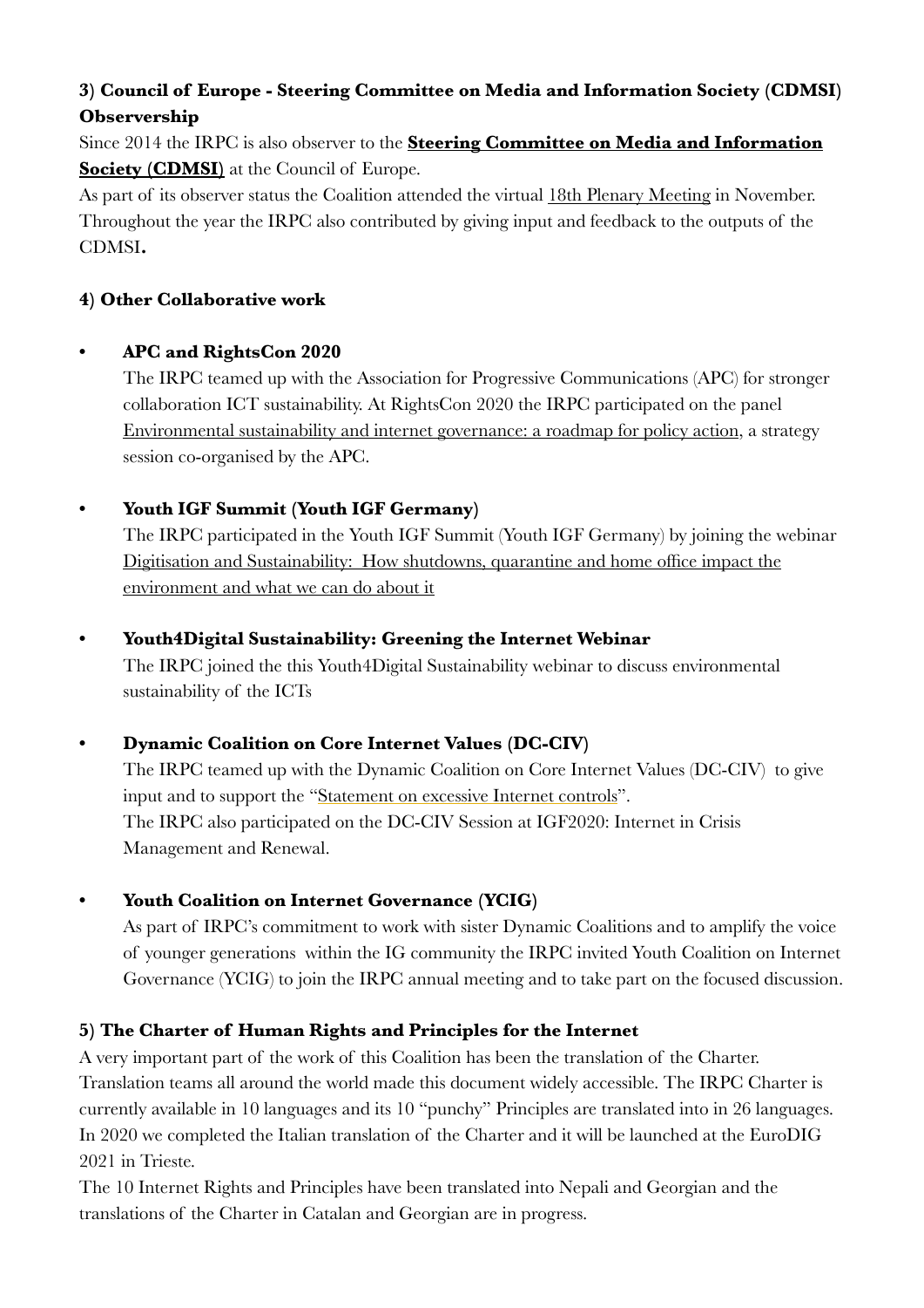### 3) Council of Europe - Steering Committee on Media and Information Society (CDMSI) Observership

Since 2014 the IRPC is also observer to the **Steering Committee on Media and Information Society (CDMSI)** at the Council of Europe.

As part of its observer status the Coalition attended the virtual 18th Plenary Meeting in November. Throughout the year the IRPC also contributed by giving input and feedback to the outputs of the CDMSI**.**

### 4) Other Collaborative work

- **APC and RightsCon 2020**

  The IRPC teamed up with the Association for Progressive Communications (APC) for stronger collaboration ICT sustainability. At RightsCon 2020 the IRPC participated on the panel Environmental sustainability and internet governance: a roadmap for policy action, a strategy session co-organised by the APC.

- **Youth IGF Summit (Youth IGF Germany)**

  The IRPC participated in the Youth IGF Summit (Youth IGF Germany) by joining the webinar Digitisation and Sustainability: How shutdowns, quarantine and home office impact the environment and what we can do about it

- **Youth4Digital Sustainability: Greening the Internet Webinar**

  The IRPC joined the this Youth4Digital Sustainability webinar to discuss environmental sustainability of the ICTs

- **Dynamic Coalition on Core Internet Values (DC-CIV)**

  The IRPC teamed up with the Dynamic Coalition on Core Internet Values (DC-CIV) to give input and to support the "Statement on excessive Internet controls".

  The IRPC also participated on the DC-CIV Session at IGF2020: Internet in Crisis Management and Renewal.

- **Youth Coalition on Internet Governance (YCIG)**

  As part of IRPC's commitment to work with sister Dynamic Coalitions and to amplify the voice of younger generations within the IG community the IRPC invited Youth Coalition on Internet Governance (YCIG) to join the IRPC annual meeting and to take part on the focused discussion.

### 5) The Charter of Human Rights and Principles for the Internet

A very important part of the work of this Coalition has been the translation of the Charter. Translation teams all around the world made this document widely accessible. The IRPC Charter is currently available in 10 languages and its 10 "punchy" Principles are translated into in 26 languages. In 2020 we completed the Italian translation of the Charter and it will be launched at the EuroDIG 2021 in Trieste.

The 10 Internet Rights and Principles have been translated into Nepali and Georgian and the translations of the Charter in Catalan and Georgian are in progress.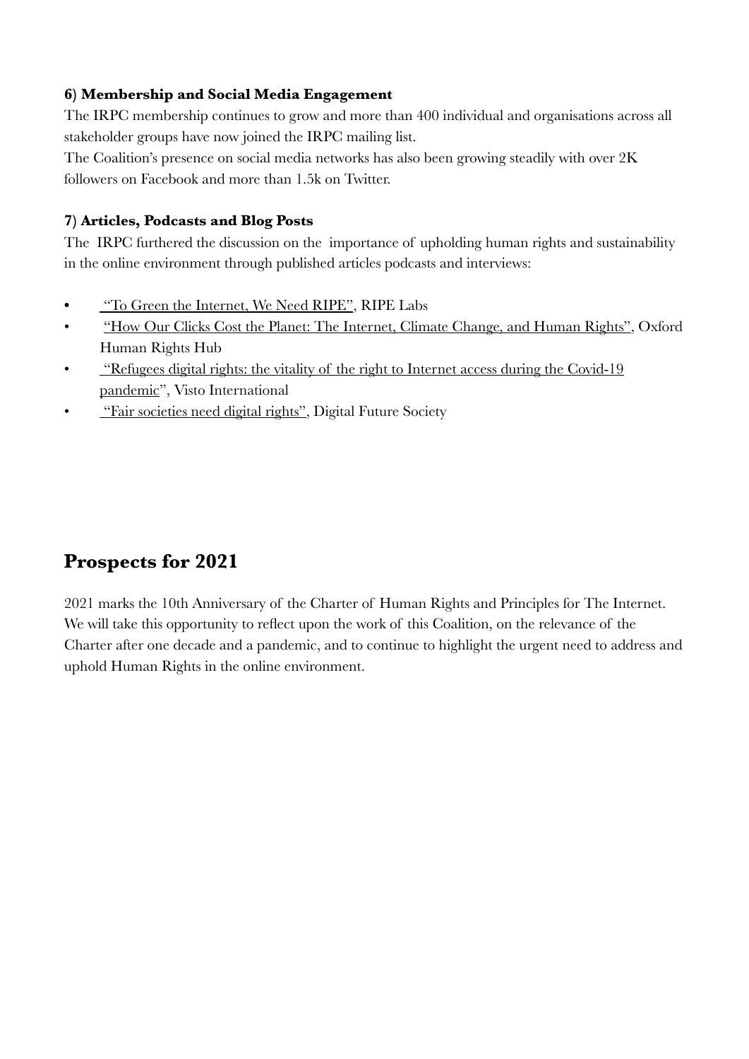**6) Membership and Social Media Engagement**

The IRPC membership continues to grow and more than 400 individual and organisations across all stakeholder groups have now joined the IRPC mailing list.

The Coalition's presence on social media networks has also been growing steadily with over 2K followers on Facebook and more than 1.5k on Twitter.

**7) Articles, Podcasts and Blog Posts**

The IRPC furthered the discussion on the importance of upholding human rights and sustainability in the online environment through published articles podcasts and interviews:

- "To Green the Internet, We Need RIPE", RIPE Labs
- "How Our Clicks Cost the Planet: The Internet, Climate Change, and Human Rights", Oxford Human Rights Hub
- "Refugees digital rights: the vitality of the right to Internet access during the Covid-19 pandemic", Visto International
- "Fair societies need digital rights", Digital Future Society

## Prospects for 2021

2021 marks the 10th Anniversary of the Charter of Human Rights and Principles for The Internet. We will take this opportunity to reflect upon the work of this Coalition, on the relevance of the Charter after one decade and a pandemic, and to continue to highlight the urgent need to address and uphold Human Rights in the online environment.